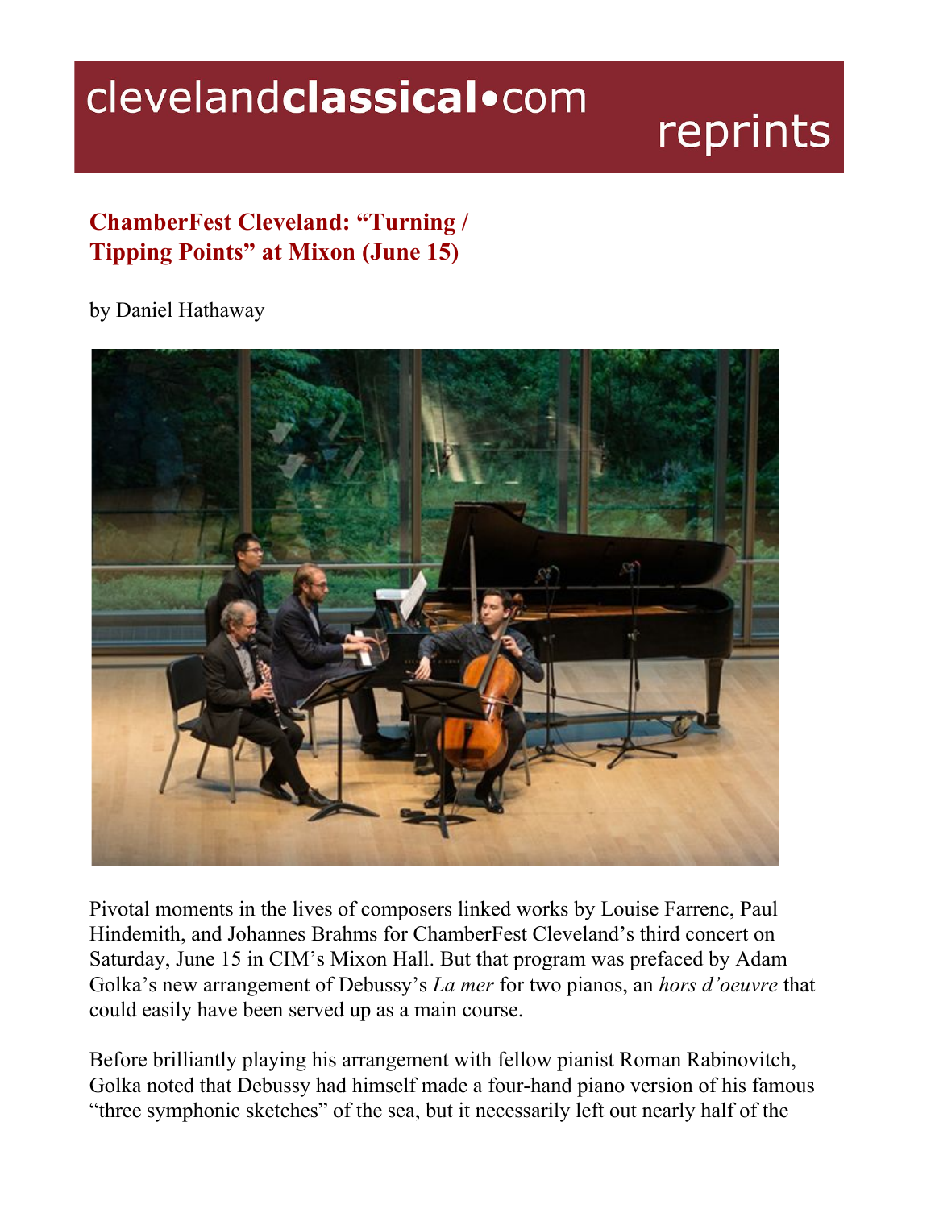# clevelandclassical•com reprints

## ChamberFest Cleveland: "Turning / Tipping Points" at Mixon (June 15)

by Daniel Hathaway

Pivotal moments in the lives of composers linked works by Louise Farrenc, Paul Hindemith, and Johannes Brahms for ChamberFest Cleveland's third concert on Saturday, June 15 in CIM's Mixon Hall. But that program was prefaced by Adam Golka's new arrangement of Debussy's *La mer* for two pianos, an *hors d'oeuvre* that could easily have been served up as a main course.

Before brilliantly playing his arrangement with fellow pianist Roman Rabinovitch, Golka noted that Debussy had himself made a four-hand piano version of his famous "three symphonic sketches" of the sea, but it necessarily left out nearly half of the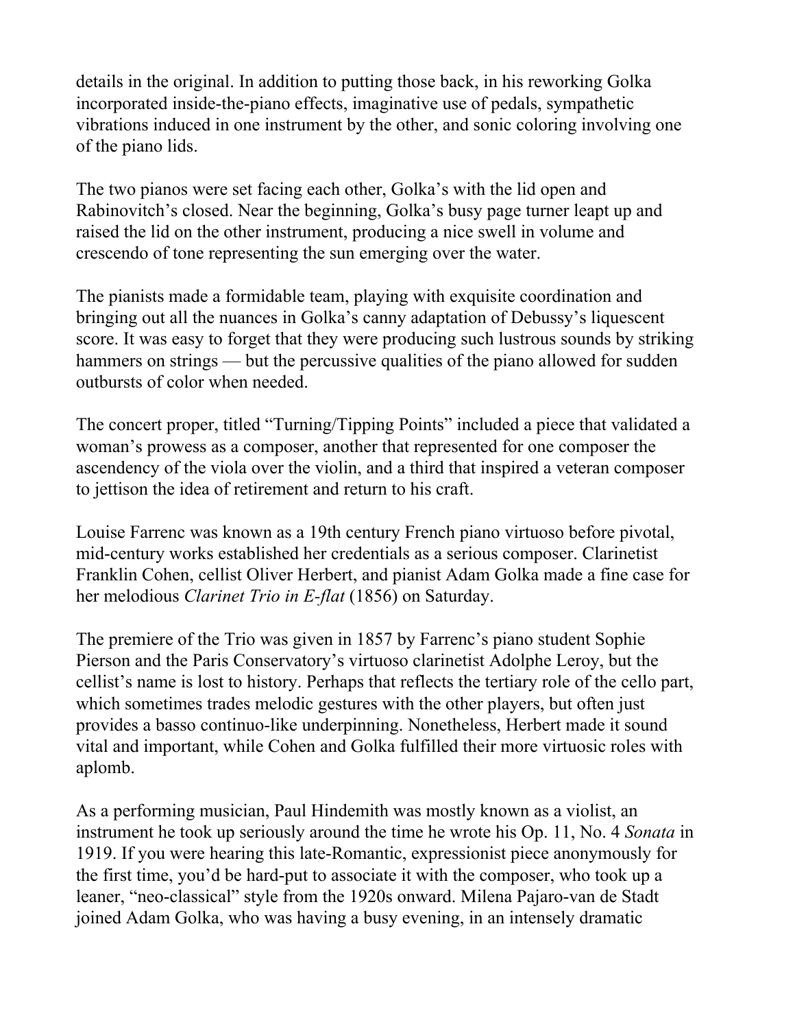details in the original. In addition to putting those back, in his reworking Golka incorporated inside-the-piano effects, imaginative use of pedals, sympathetic vibrations induced in one instrument by the other, and sonic coloring involving one of the piano lids.

The two pianos were set facing each other, Golka's with the lid open and Rabinovitch's closed. Near the beginning, Golka's busy page turner leapt up and raised the lid on the other instrument, producing a nice swell in volume and crescendo of tone representing the sun emerging over the water.

The pianists made a formidable team, playing with exquisite coordination and bringing out all the nuances in Golka's canny adaptation of Debussy's liquescent score. It was easy to forget that they were producing such lustrous sounds by striking hammers on strings — but the percussive qualities of the piano allowed for sudden outbursts of color when needed.

The concert proper, titled "Turning/Tipping Points" included a piece that validated a woman's prowess as a composer, another that represented for one composer the ascendency of the viola over the violin, and a third that inspired a veteran composer to jettison the idea of retirement and return to his craft.

Louise Farrenc was known as a 19th century French piano virtuoso before pivotal, mid-century works established her credentials as a serious composer. Clarinetist Franklin Cohen, cellist Oliver Herbert, and pianist Adam Golka made a fine case for her melodious *Clarinet Trio in E-flat* (1856) on Saturday.

The premiere of the Trio was given in 1857 by Farrenc's piano student Sophie Pierson and the Paris Conservatory's virtuoso clarinetist Adolphe Leroy, but the cellist's name is lost to history. Perhaps that reflects the tertiary role of the cello part, which sometimes trades melodic gestures with the other players, but often just provides a basso continuo-like underpinning. Nonetheless, Herbert made it sound vital and important, while Cohen and Golka fulfilled their more virtuosic roles with aplomb.

As a performing musician, Paul Hindemith was mostly known as a violist, an instrument he took up seriously around the time he wrote his Op. 11, No. 4 *Sonata* in 1919. If you were hearing this late-Romantic, expressionist piece anonymously for the first time, you'd be hard-put to associate it with the composer, who took up a leaner, "neo-classical" style from the 1920s onward. Milena Pajaro-van de Stadt joined Adam Golka, who was having a busy evening, in an intensely dramatic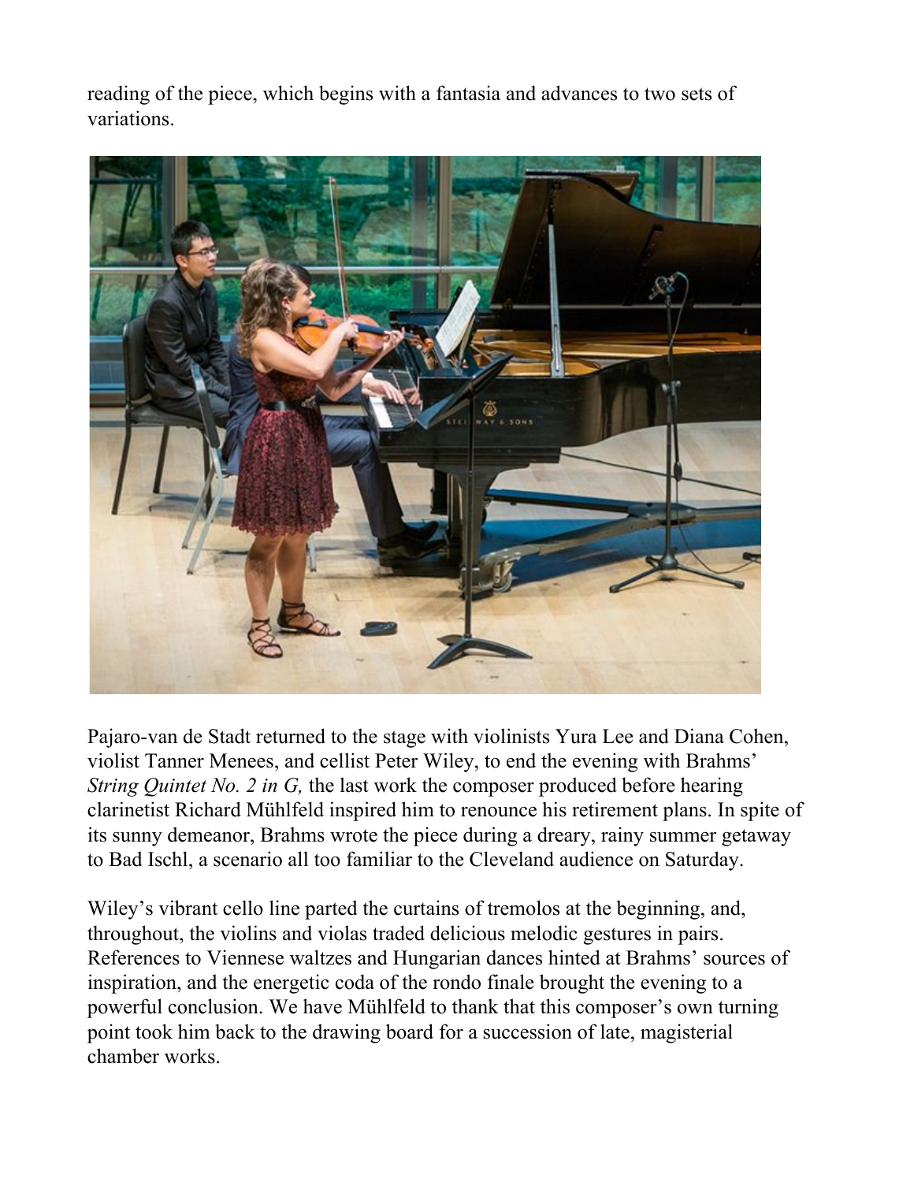reading of the piece, which begins with a fantasia and advances to two sets of variations.

Pajaro-van de Stadt returned to the stage with violinists Yura Lee and Diana Cohen, violist Tanner Menees, and cellist Peter Wiley, to end the evening with Brahms' *String Quintet No. 2 in G,* the last work the composer produced before hearing clarinetist Richard Mühlfeld inspired him to renounce his retirement plans. In spite of its sunny demeanor, Brahms wrote the piece during a dreary, rainy summer getaway to Bad Ischl, a scenario all too familiar to the Cleveland audience on Saturday.

Wiley's vibrant cello line parted the curtains of tremolos at the beginning, and, throughout, the violins and violas traded delicious melodic gestures in pairs. References to Viennese waltzes and Hungarian dances hinted at Brahms' sources of inspiration, and the energetic coda of the rondo finale brought the evening to a powerful conclusion. We have Mühlfeld to thank that this composer's own turning point took him back to the drawing board for a succession of late, magisterial chamber works.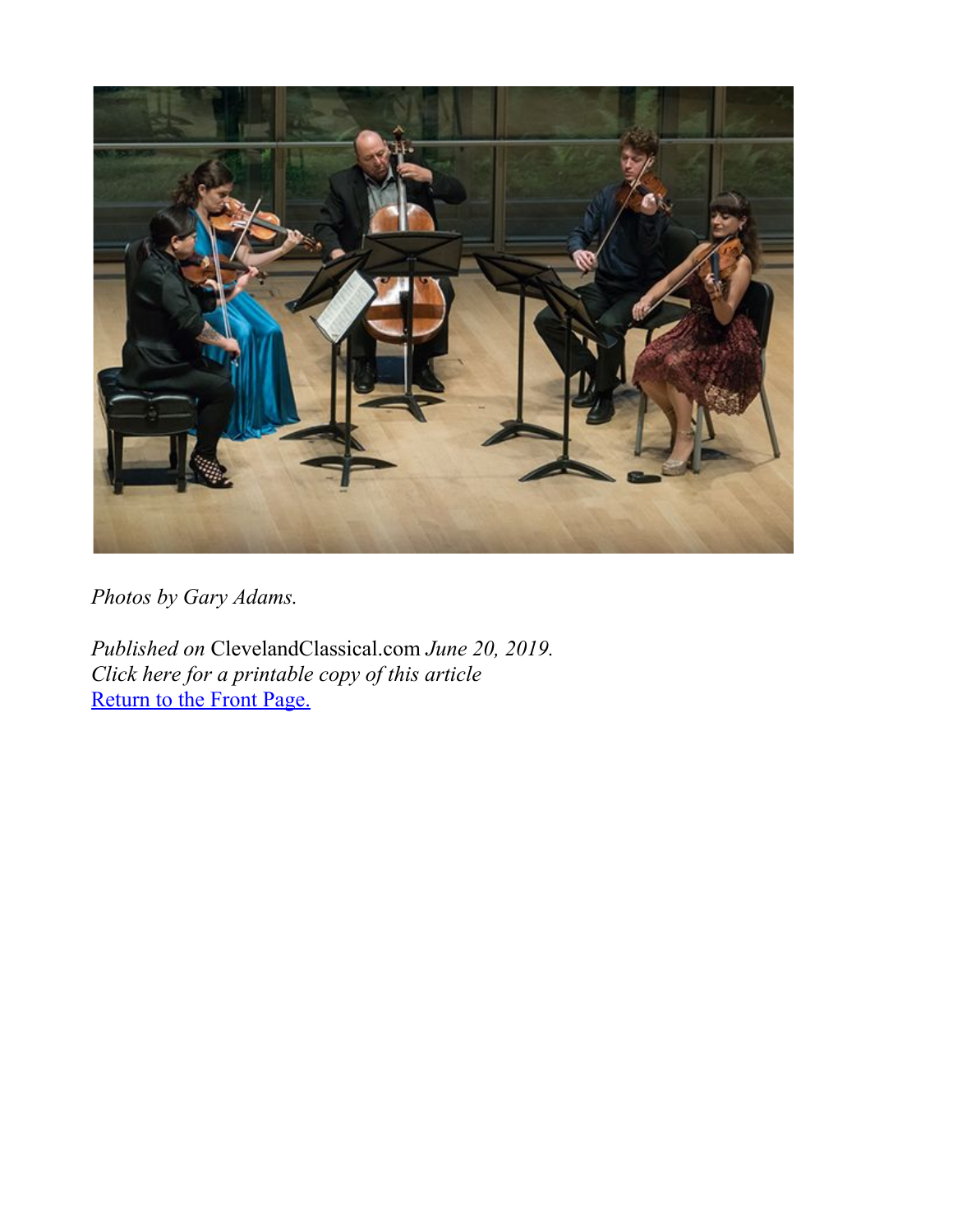*Photos by Gary Adams.*

*Published on* ClevelandClassical.com *June 20, 2019.*
*Click here for a printable copy of this article*
[Return to the Front Page.]